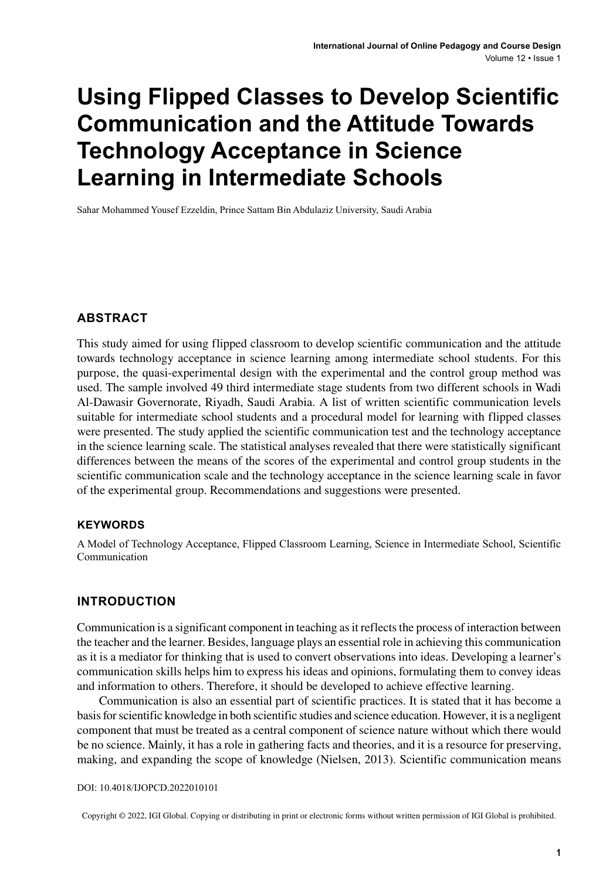# Using Flipped Classes to Develop Scientific Communication and the Attitude Towards Technology Acceptance in Science Learning in Intermediate Schools

Sahar Mohammed Yousef Ezzeldin, Prince Sattam Bin Abdulaziz University, Saudi Arabia

## ABSTRACT

This study aimed for using flipped classroom to develop scientific communication and the attitude towards technology acceptance in science learning among intermediate school students. For this purpose, the quasi-experimental design with the experimental and the control group method was used. The sample involved 49 third intermediate stage students from two different schools in Wadi Al-Dawasir Governorate, Riyadh, Saudi Arabia. A list of written scientific communication levels suitable for intermediate school students and a procedural model for learning with flipped classes were presented. The study applied the scientific communication test and the technology acceptance in the science learning scale. The statistical analyses revealed that there were statistically significant differences between the means of the scores of the experimental and control group students in the scientific communication scale and the technology acceptance in the science learning scale in favor of the experimental group. Recommendations and suggestions were presented.

### KEYWORDS

A Model of Technology Acceptance, Flipped Classroom Learning, Science in Intermediate School, Scientific Communication

## INTRODUCTION

Communication is a significant component in teaching as it reflects the process of interaction between the teacher and the learner. Besides, language plays an essential role in achieving this communication as it is a mediator for thinking that is used to convert observations into ideas. Developing a learner's communication skills helps him to express his ideas and opinions, formulating them to convey ideas and information to others. Therefore, it should be developed to achieve effective learning.

Communication is also an essential part of scientific practices. It is stated that it has become a basis for scientific knowledge in both scientific studies and science education. However, it is a negligent component that must be treated as a central component of science nature without which there would be no science. Mainly, it has a role in gathering facts and theories, and it is a resource for preserving, making, and expanding the scope of knowledge (Nielsen, 2013). Scientific communication means

DOI: 10.4018/IJOPCD.2022010101

Copyright © 2022, IGI Global. Copying or distributing in print or electronic forms without written permission of IGI Global is prohibited.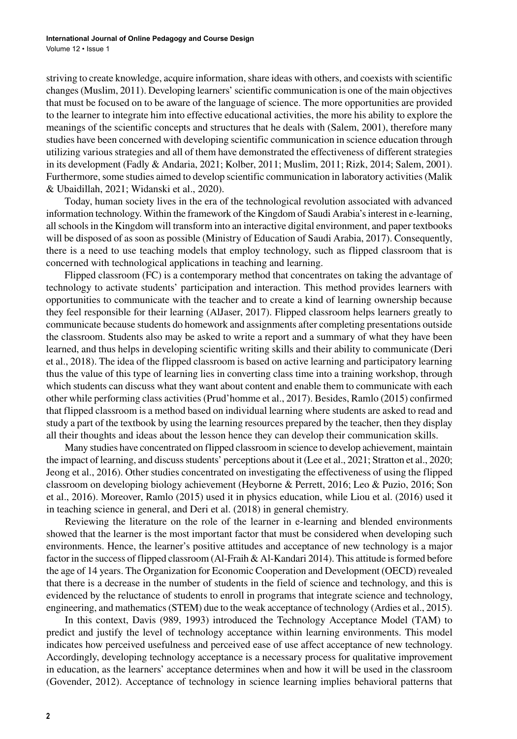striving to create knowledge, acquire information, share ideas with others, and coexists with scientific changes (Muslim, 2011). Developing learners' scientific communication is one of the main objectives that must be focused on to be aware of the language of science. The more opportunities are provided to the learner to integrate him into effective educational activities, the more his ability to explore the meanings of the scientific concepts and structures that he deals with (Salem, 2001), therefore many studies have been concerned with developing scientific communication in science education through utilizing various strategies and all of them have demonstrated the effectiveness of different strategies in its development (Fadly & Andaria, 2021; Kolber, 2011; Muslim, 2011; Rizk, 2014; Salem, 2001). Furthermore, some studies aimed to develop scientific communication in laboratory activities (Malik & Ubaidillah, 2021; Widanski et al., 2020).

Today, human society lives in the era of the technological revolution associated with advanced information technology. Within the framework of the Kingdom of Saudi Arabia's interest in e-learning, all schools in the Kingdom will transform into an interactive digital environment, and paper textbooks will be disposed of as soon as possible (Ministry of Education of Saudi Arabia, 2017). Consequently, there is a need to use teaching models that employ technology, such as flipped classroom that is concerned with technological applications in teaching and learning.

Flipped classroom (FC) is a contemporary method that concentrates on taking the advantage of technology to activate students' participation and interaction. This method provides learners with opportunities to communicate with the teacher and to create a kind of learning ownership because they feel responsible for their learning (AlJaser, 2017). Flipped classroom helps learners greatly to communicate because students do homework and assignments after completing presentations outside the classroom. Students also may be asked to write a report and a summary of what they have been learned, and thus helps in developing scientific writing skills and their ability to communicate (Deri et al., 2018). The idea of the flipped classroom is based on active learning and participatory learning thus the value of this type of learning lies in converting class time into a training workshop, through which students can discuss what they want about content and enable them to communicate with each other while performing class activities (Prud'homme et al., 2017). Besides, Ramlo (2015) confirmed that flipped classroom is a method based on individual learning where students are asked to read and study a part of the textbook by using the learning resources prepared by the teacher, then they display all their thoughts and ideas about the lesson hence they can develop their communication skills.

Many studies have concentrated on flipped classroom in science to develop achievement, maintain the impact of learning, and discuss students' perceptions about it (Lee et al., 2021; Stratton et al., 2020; Jeong et al., 2016). Other studies concentrated on investigating the effectiveness of using the flipped classoom on developing biology achievement (Heyborne & Perrett, 2016; Leo & Puzio, 2016; Son et al., 2016). Moreover, Ramlo (2015) used it in physics education, while Liou et al. (2016) used it in teaching science in general, and Deri et al. (2018) in general chemistry.

Reviewing the literature on the role of the learner in e-learning and blended environments showed that the learner is the most important factor that must be considered when developing such environments. Hence, the learner's positive attitudes and acceptance of new technology is a major factor in the success of flipped classroom (Al-Fraih & Al-Kandari 2014). This attitude is formed before the age of 14 years. The Organization for Economic Cooperation and Development (OECD) revealed that there is a decrease in the number of students in the field of science and technology, and this is evidenced by the reluctance of students to enroll in programs that integrate science and technology, engineering, and mathematics (STEM) due to the weak acceptance of technology (Ardies et al., 2015).

In this context, Davis (989, 1993) introduced the Technology Acceptance Model (TAM) to predict and justify the level of technology acceptance within learning environments. This model indicates how perceived usefulness and perceived ease of use affect acceptance of new technology. Accordingly, developing technology acceptance is a necessary process for qualitative improvement in education, as the learners' acceptance determines when and how it will be used in the classroom (Govender, 2012). Acceptance of technology in science learning implies behavioral patterns that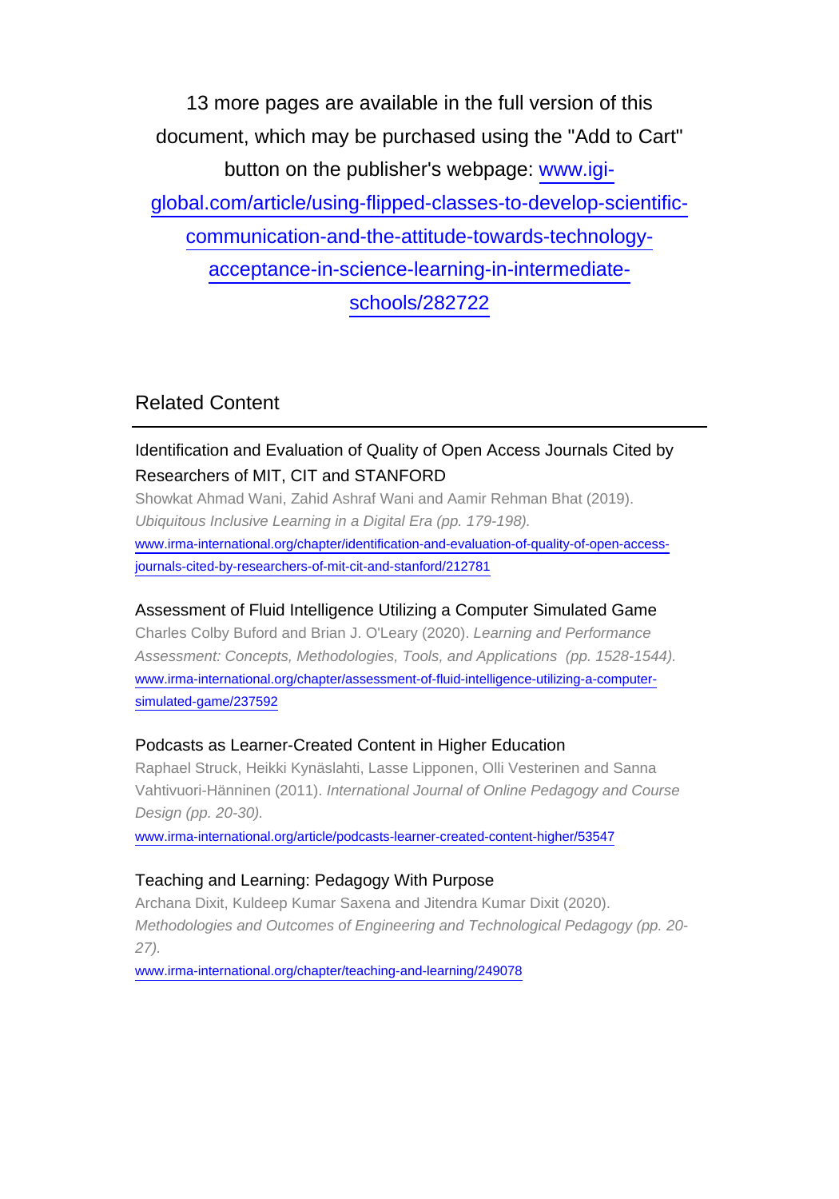13 more pages are available in the full version of this document, which may be purchased using the "Add to Cart" button on the publisher's webpage: www.igi-global.com/article/using-flipped-classes-to-develop-scientific-communication-and-the-attitude-towards-technology-acceptance-in-science-learning-in-intermediate-schools/282722

## Related Content

### Identification and Evaluation of Quality of Open Access Journals Cited by Researchers of MIT, CIT and STANFORD

Showkat Ahmad Wani, Zahid Ashraf Wani and Aamir Rehman Bhat (2019). *Ubiquitous Inclusive Learning in a Digital Era (pp. 179-198).*

www.irma-international.org/chapter/identification-and-evaluation-of-quality-of-open-access-journals-cited-by-researchers-of-mit-cit-and-stanford/212781

### Assessment of Fluid Intelligence Utilizing a Computer Simulated Game

Charles Colby Buford and Brian J. O'Leary (2020). *Learning and Performance Assessment: Concepts, Methodologies, Tools, and Applications (pp. 1528-1544).*

www.irma-international.org/chapter/assessment-of-fluid-intelligence-utilizing-a-computer-simulated-game/237592

### Podcasts as Learner-Created Content in Higher Education

Raphael Struck, Heikki Kynäslahti, Lasse Lipponen, Olli Vesterinen and Sanna Vahtivuori-Hänninen (2011). *International Journal of Online Pedagogy and Course Design (pp. 20-30).*

www.irma-international.org/article/podcasts-learner-created-content-higher/53547

### Teaching and Learning: Pedagogy With Purpose

Archana Dixit, Kuldeep Kumar Saxena and Jitendra Kumar Dixit (2020). *Methodologies and Outcomes of Engineering and Technological Pedagogy (pp. 20-27).*

www.irma-international.org/chapter/teaching-and-learning/249078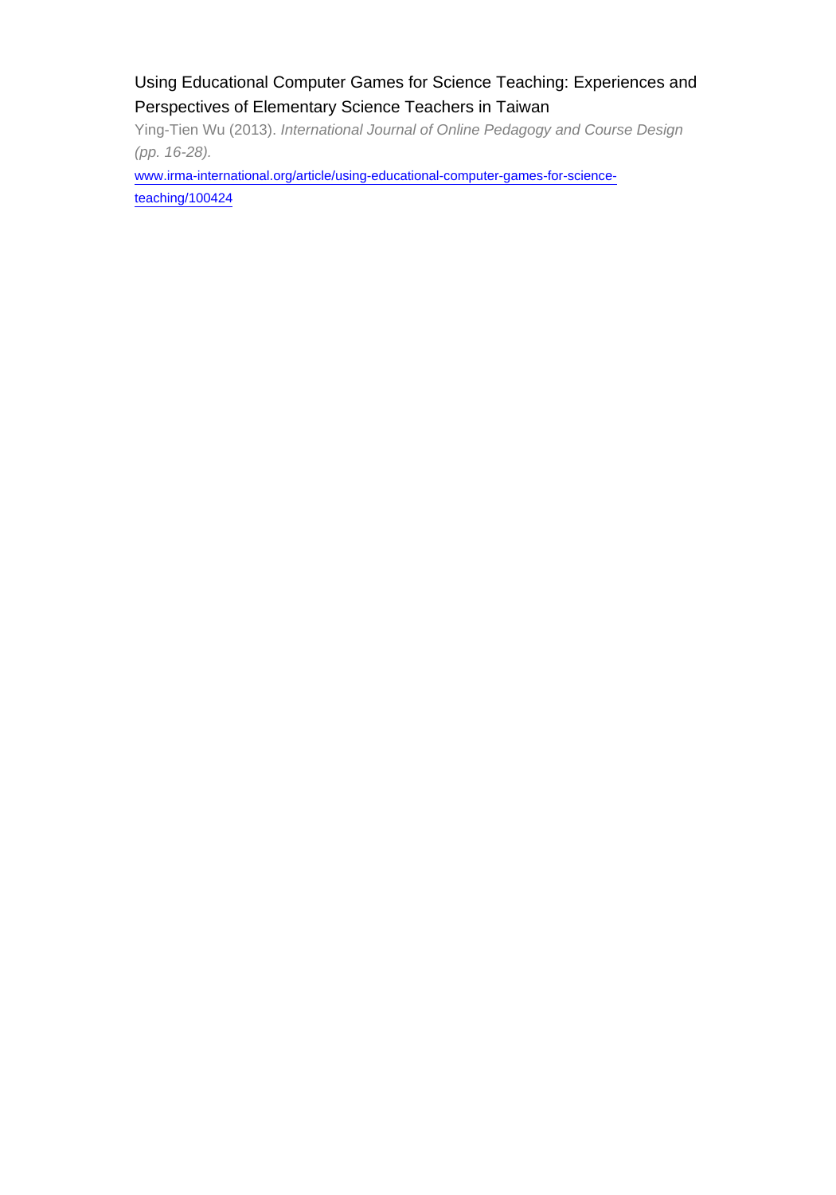Using Educational Computer Games for Science Teaching: Experiences and Perspectives of Elementary Science Teachers in Taiwan

Ying-Tien Wu (2013). *International Journal of Online Pedagogy and Course Design (pp. 16-28).*

[www.irma-international.org/article/using-educational-computer-games-for-science-teaching/100424](http://www.irma-international.org/article/using-educational-computer-games-for-science-teaching/100424)